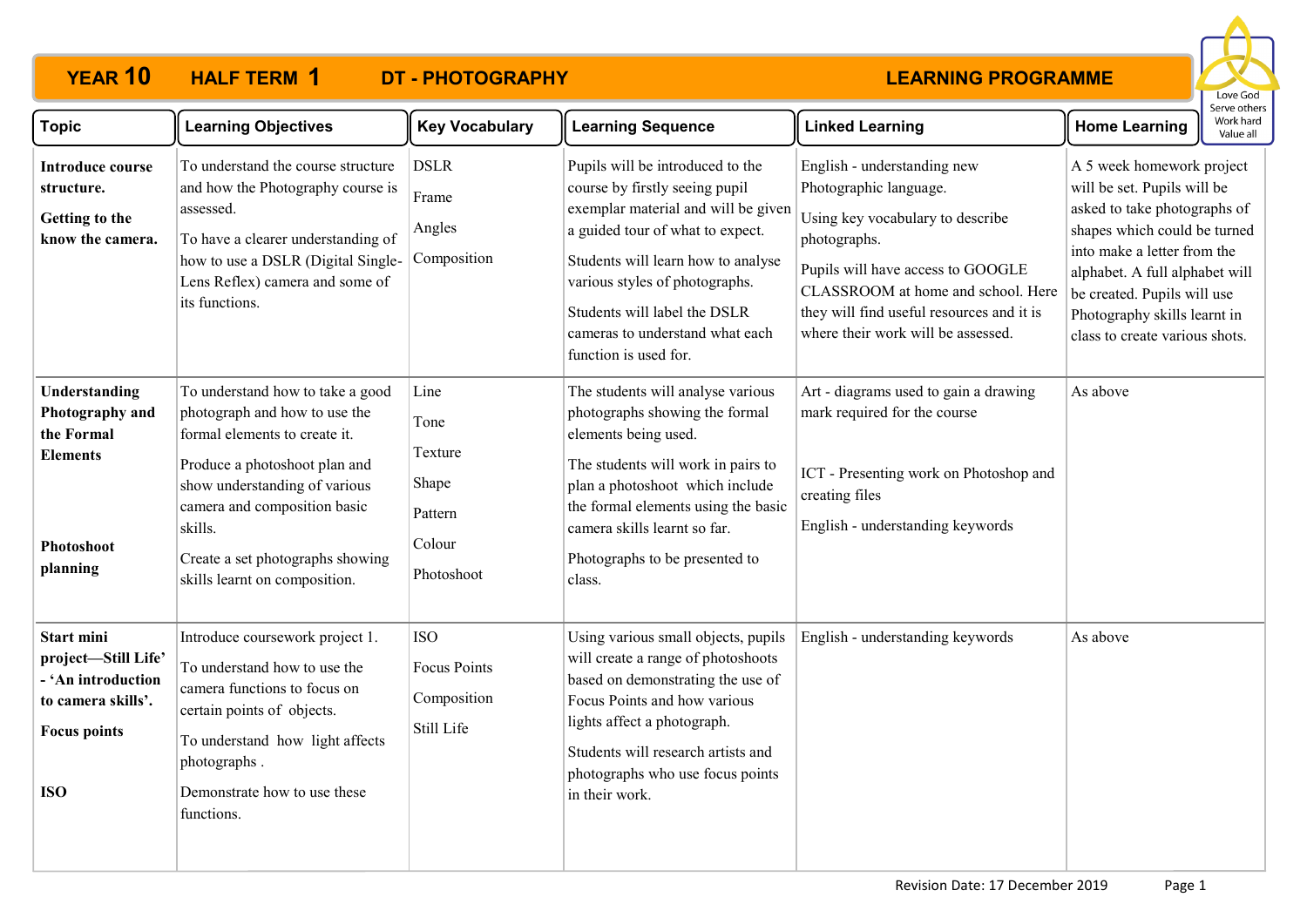# YEAR 10 HALF TERM 1 DT - PHOTOGRAPHY LEARNING PROGRAMME

Love God Serve others Work hard Value all

| Topic | Learning Objectives | Key Vocabulary | Learning Sequence | Linked Learning | Home Learning |
|---|---|---|---|---|---|
| **Introduce course structure.**<br><br>**Getting to the know the camera.** | To understand the course structure and how the Photography course is assessed.<br><br>To have a clearer understanding of how to use a DSLR (Digital Single-Lens Reflex) camera and some of its functions. | DSLR<br><br>Frame<br><br>Angles<br><br>Composition | Pupils will be introduced to the course by firstly seeing pupil exemplar material and will be given a guided tour of what to expect.<br><br>Students will learn how to analyse various styles of photographs.<br><br>Students will label the DSLR cameras to understand what each function is used for. | English - understanding new Photographic language.<br><br>Using key vocabulary to describe photographs.<br><br>Pupils will have access to GOOGLE CLASSROOM at home and school. Here they will find useful resources and it is where their work will be assessed. | A 5 week homework project will be set. Pupils will be asked to take photographs of shapes which could be turned into make a letter from the alphabet. A full alphabet will be created. Pupils will use Photography skills learnt in class to create various shots. |
| **Understanding Photography and the Formal Elements**<br><br>**Photoshoot planning** | To understand how to take a good photograph and how to use the formal elements to create it.<br><br>Produce a photoshoot plan and show understanding of various camera and composition basic skills.<br><br>Create a set photographs showing skills learnt on composition. | Line<br><br>Tone<br><br>Texture<br><br>Shape<br><br>Pattern<br><br>Colour<br><br>Photoshoot | The students will analyse various photographs showing the formal elements being used.<br><br>The students will work in pairs to plan a photoshoot which include the formal elements using the basic camera skills learnt so far.<br><br>Photographs to be presented to class. | Art - diagrams used to gain a drawing mark required for the course<br><br>ICT - Presenting work on Photoshop and creating files<br><br>English - understanding keywords | As above |
| **Start mini project—Still Life' - 'An introduction to camera skills'.**<br><br>**Focus points**<br><br>**ISO** | Introduce coursework project 1.<br><br>To understand how to use the camera functions to focus on certain points of objects.<br><br>To understand how light affects photographs .<br><br>Demonstrate how to use these functions. | ISO<br><br>Focus Points<br><br>Composition<br><br>Still Life | Using various small objects, pupils will create a range of photoshoots based on demonstrating the use of Focus Points and how various lights affect a photograph.<br><br>Students will research artists and photographs who use focus points in their work. | English - understanding keywords | As above |

Revision Date: 17 December 2019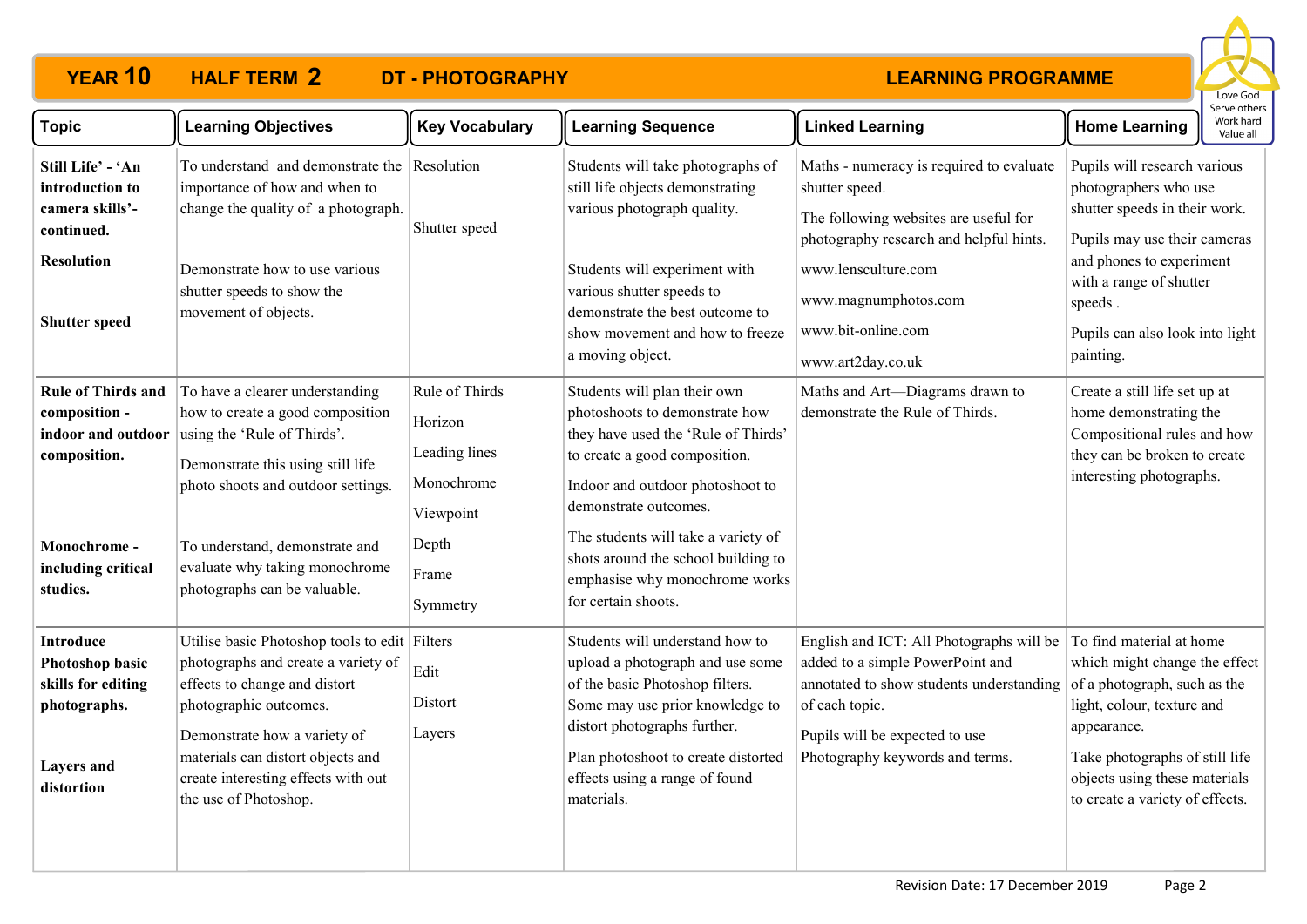# YEAR 10 HALF TERM 2 DT - PHOTOGRAPHY

## LEARNING PROGRAMME

Love God
Serve others
Work hard
Value all

| Topic | Learning Objectives | Key Vocabulary | Learning Sequence | Linked Learning | Home Learning |
|---|---|---|---|---|---|
| **Still Life' - 'An introduction to camera skills'- continued.** **Resolution** **Shutter speed** | To understand and demonstrate the importance of how and when to change the quality of a photograph. Demonstrate how to use various shutter speeds to show the movement of objects. | Resolution Shutter speed | Students will take photographs of still life objects demonstrating various photograph quality. Students will experiment with various shutter speeds to demonstrate the best outcome to show movement and how to freeze a moving object. | Maths - numeracy is required to evaluate shutter speed. The following websites are useful for photography research and helpful hints. www.lensculture.com www.magnumphotos.com www.bit-online.com www.art2day.co.uk | Pupils will research various photographers who use shutter speeds in their work. Pupils may use their cameras and phones to experiment with a range of shutter speeds . Pupils can also look into light painting. |
| **Rule of Thirds and composition - indoor and outdoor composition.** **Monochrome - including critical studies.** | To have a clearer understanding how to create a good composition using the 'Rule of Thirds'. Demonstrate this using still life photo shoots and outdoor settings. To understand, demonstrate and evaluate why taking monochrome photographs can be valuable. | Rule of Thirds Horizon Leading lines Monochrome Viewpoint Depth Frame Symmetry | Students will plan their own photoshoots to demonstrate how they have used the 'Rule of Thirds' to create a good composition. Indoor and outdoor photoshoot to demonstrate outcomes. The students will take a variety of shots around the school building to emphasise why monochrome works for certain shoots. | Maths and Art—Diagrams drawn to demonstrate the Rule of Thirds. | Create a still life set up at home demonstrating the Compositional rules and how they can be broken to create interesting photographs. |
| **Introduce Photoshop basic skills for editing photographs.** **Layers and distortion** | Utilise basic Photoshop tools to edit photographs and create a variety of effects to change and distort photographic outcomes. Demonstrate how a variety of materials can distort objects and create interesting effects with out the use of Photoshop. | Filters Edit Distort Layers | Students will understand how to upload a photograph and use some of the basic Photoshop filters. Some may use prior knowledge to distort photographs further. Plan photoshoot to create distorted effects using a range of found materials. | English and ICT: All Photographs will be added to a simple PowerPoint and annotated to show students understanding of each topic. Pupils will be expected to use Photography keywords and terms. | To find material at home which might change the effect of a photograph, such as the light, colour, texture and appearance. Take photographs of still life objects using these materials to create a variety of effects. |

Revision Date: 17 December 2019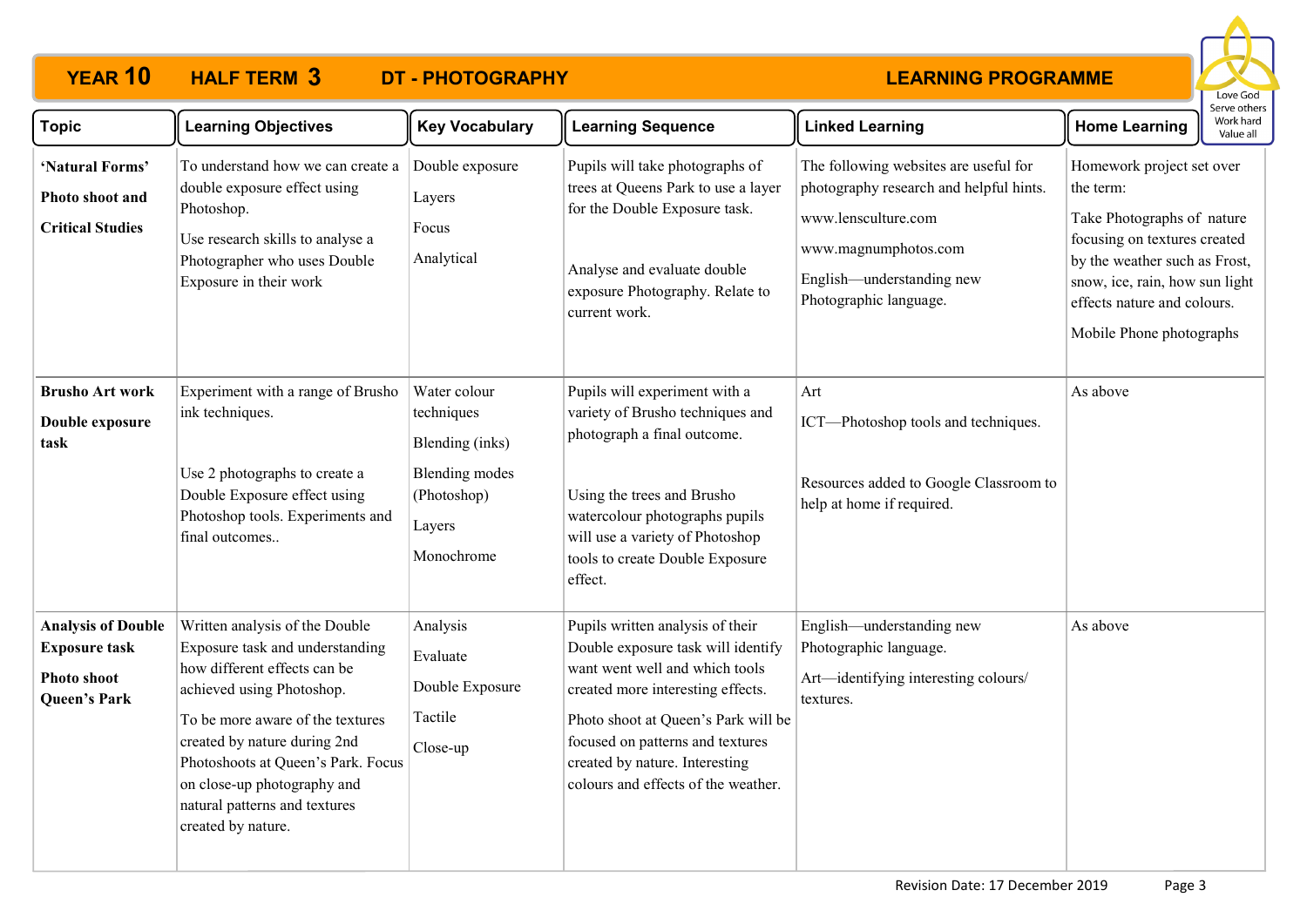# YEAR 10 HALF TERM 3 DT - PHOTOGRAPHY

## LEARNING PROGRAMME

Love God
Serve others
Work hard
Value all

| Topic | Learning Objectives | Key Vocabulary | Learning Sequence | Linked Learning | Home Learning |
|---|---|---|---|---|---|
| **'Natural Forms'** **Photo shoot and** **Critical Studies** | To understand how we can create a double exposure effect using Photoshop. Use research skills to analyse a Photographer who uses Double Exposure in their work | Double exposure Layers Focus Analytical | Pupils will take photographs of trees at Queens Park to use a layer for the Double Exposure task. Analyse and evaluate double exposure Photography. Relate to current work. | The following websites are useful for photography research and helpful hints. www.lensculture.com www.magnumphotos.com English—understanding new Photographic language. | Homework project set over the term: Take Photographs of nature focusing on textures created by the weather such as Frost, snow, ice, rain, how sun light effects nature and colours. Mobile Phone photographs |
| **Brusho Art work** **Double exposure task** | Experiment with a range of Brusho ink techniques. Use 2 photographs to create a Double Exposure effect using Photoshop tools. Experiments and final outcomes.. | Water colour techniques Blending (inks) Blending modes (Photoshop) Layers Monochrome | Pupils will experiment with a variety of Brusho techniques and photograph a final outcome. Using the trees and Brusho watercolour photographs pupils will use a variety of Photoshop tools to create Double Exposure effect. | Art ICT—Photoshop tools and techniques. Resources added to Google Classroom to help at home if required. | As above |
| **Analysis of Double Exposure task** **Photo shoot Queen's Park** | Written analysis of the Double Exposure task and understanding how different effects can be achieved using Photoshop. To be more aware of the textures created by nature during 2nd Photoshoots at Queen's Park. Focus on close-up photography and natural patterns and textures created by nature. | Analysis Evaluate Double Exposure Tactile Close-up | Pupils written analysis of their Double exposure task will identify want went well and which tools created more interesting effects. Photo shoot at Queen's Park will be focused on patterns and textures created by nature. Interesting colours and effects of the weather. | English—understanding new Photographic language. Art—identifying interesting colours/ textures. | As above |

Revision Date: 17 December 2019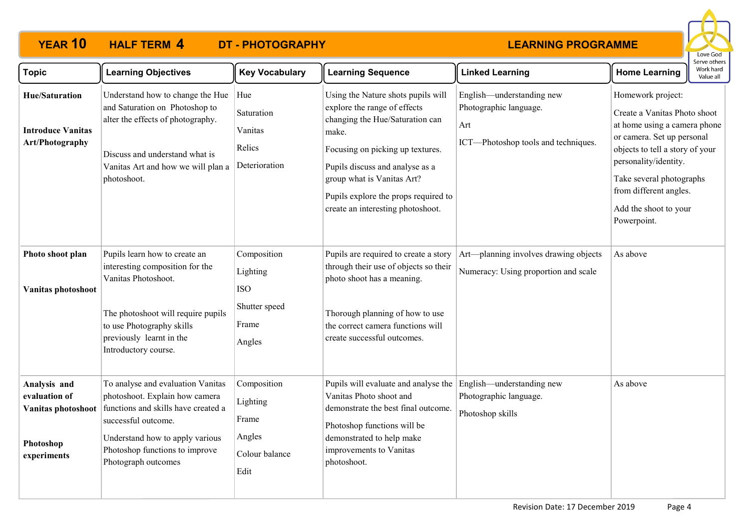# YEAR 10 HALF TERM 4 DT - PHOTOGRAPHY — LEARNING PROGRAMME

Love God
Serve others
Work hard
Value all

| Topic | Learning Objectives | Key Vocabulary | Learning Sequence | Linked Learning | Home Learning |
|---|---|---|---|---|---|
| **Hue/Saturation**<br><br>**Introduce Vanitas Art/Photography** | Understand how to change the Hue and Saturation on Photoshop to alter the effects of photography.<br><br>Discuss and understand what is Vanitas Art and how we will plan a photoshoot. | Hue<br>Saturation<br>Vanitas<br>Relics<br>Deterioration | Using the Nature shots pupils will explore the range of effects changing the Hue/Saturation can make.<br>Focusing on picking up textures.<br>Pupils discuss and analyse as a group what is Vanitas Art?<br>Pupils explore the props required to create an interesting photoshoot. | English—understanding new Photographic language.<br>Art<br>ICT—Photoshop tools and techniques. | Homework project:<br>Create a Vanitas Photo shoot at home using a camera phone or camera. Set up personal objects to tell a story of your personality/identity.<br>Take several photographs from different angles.<br>Add the shoot to your Powerpoint. |
| **Photo shoot plan**<br><br>**Vanitas photoshoot** | Pupils learn how to create an interesting composition for the Vanitas Photoshoot.<br><br>The photoshoot will require pupils to use Photography skills previously learnt in the Introductory course. | Composition<br>Lighting<br>ISO<br>Shutter speed<br>Frame<br>Angles | Pupils are required to create a story through their use of objects so their photo shoot has a meaning.<br><br>Thorough planning of how to use the correct camera functions will create successful outcomes. | Art—planning involves drawing objects<br>Numeracy: Using proportion and scale | As above |
| **Analysis and evaluation of Vanitas photoshoot**<br><br>**Photoshop experiments** | To analyse and evaluation Vanitas photoshoot. Explain how camera functions and skills have created a successful outcome.<br>Understand how to apply various Photoshop functions to improve Photograph outcomes | Composition<br>Lighting<br>Frame<br>Angles<br>Colour balance<br>Edit | Pupils will evaluate and analyse the Vanitas Photo shoot and demonstrate the best final outcome.<br>Photoshop functions will be demonstrated to help make improvements to Vanitas photoshoot. | English—understanding new Photographic language.<br>Photoshop skills | As above |

Revision Date: 17 December 2019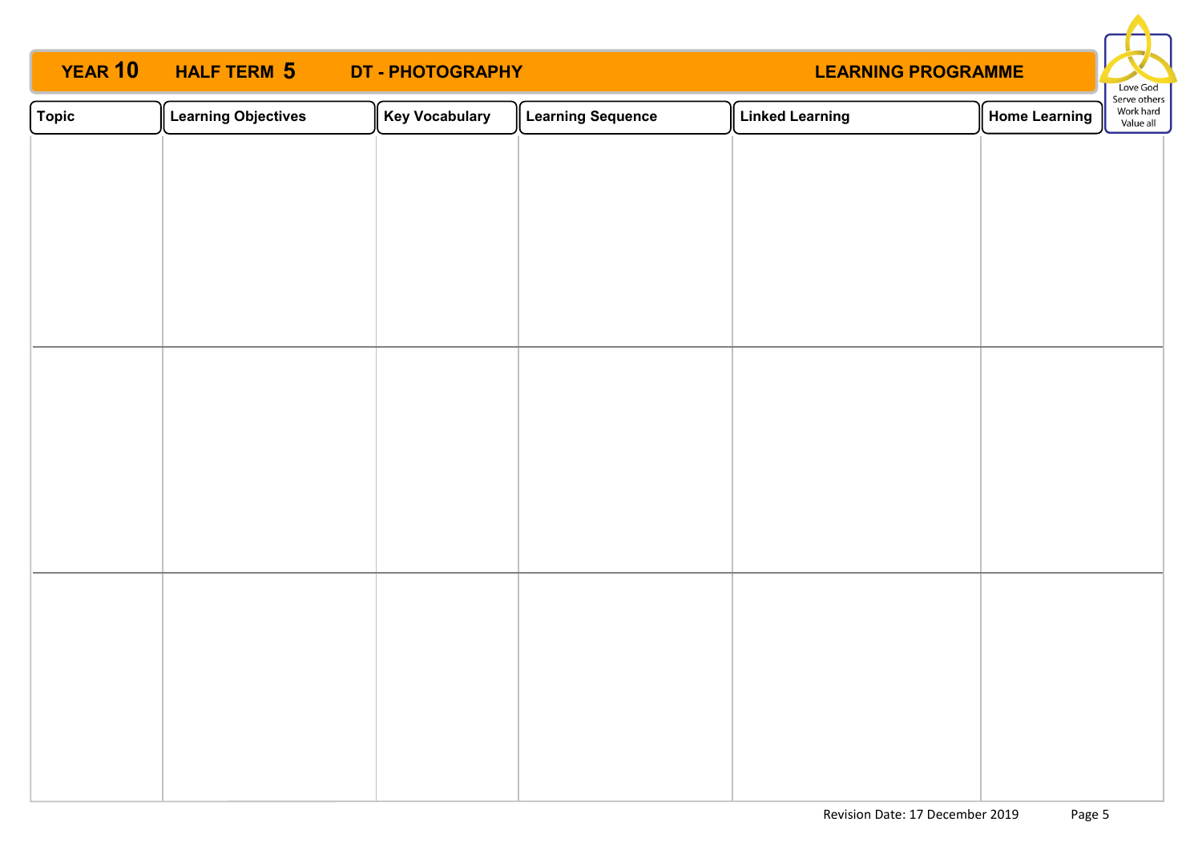**YEAR 10 HALF TERM 5 DT - PHOTOGRAPHY LEARNING PROGRAMME**

Love God
Serve others
Work hard
Value all

| Topic | Learning Objectives | Key Vocabulary | Learning Sequence | Linked Learning | Home Learning |
|---|---|---|---|---|---|
| | | | | | |
| | | | | | |
| | | | | | |

Revision Date: 17 December 2019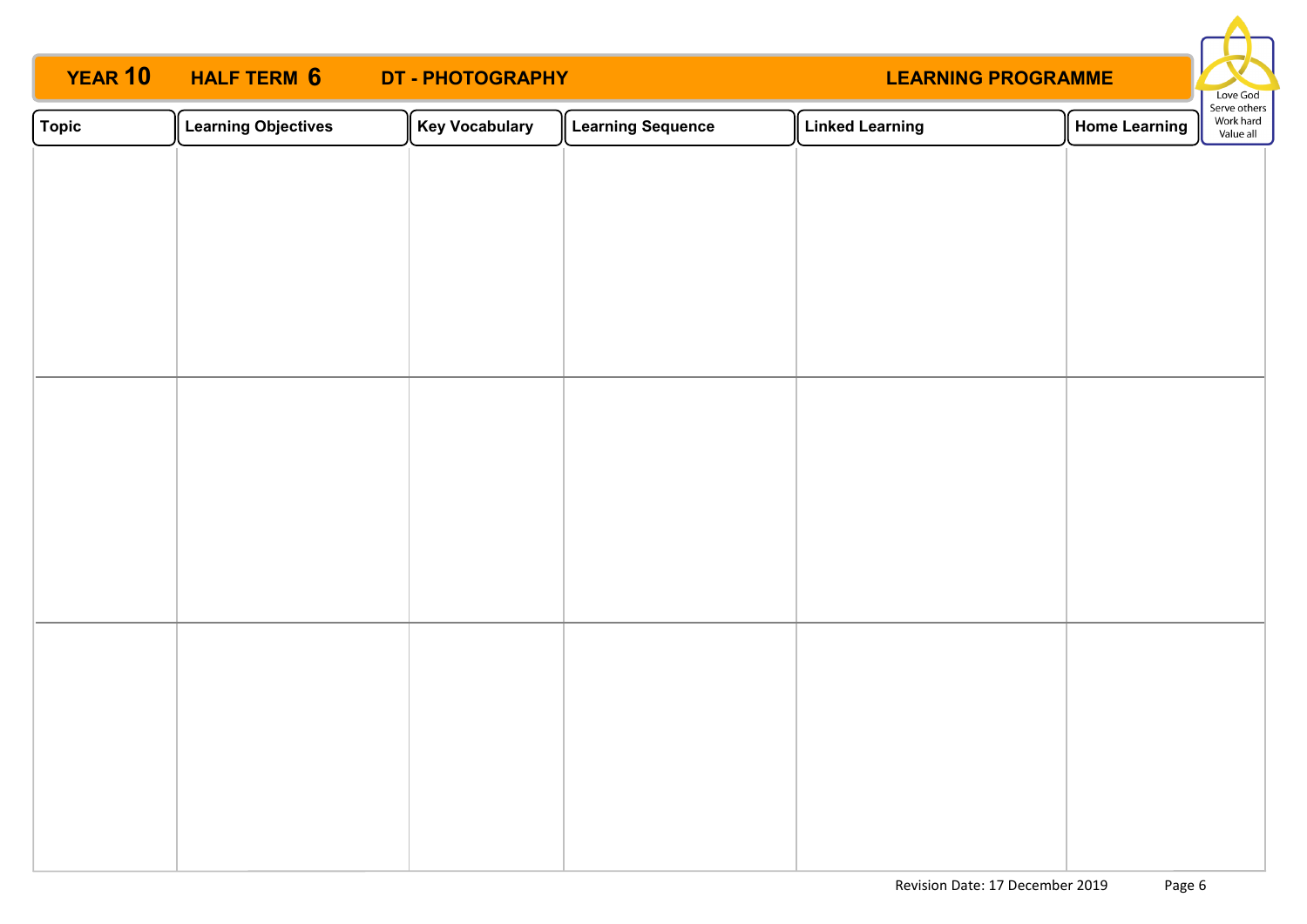**YEAR 10 HALF TERM 6 DT - PHOTOGRAPHY LEARNING PROGRAMME**

Love God
Serve others
Work hard
Value all

| Topic | Learning Objectives | Key Vocabulary | Learning Sequence | Linked Learning | Home Learning |
|---|---|---|---|---|---|
| | | | | | |
| | | | | | |
| | | | | | |

Revision Date: 17 December 2019